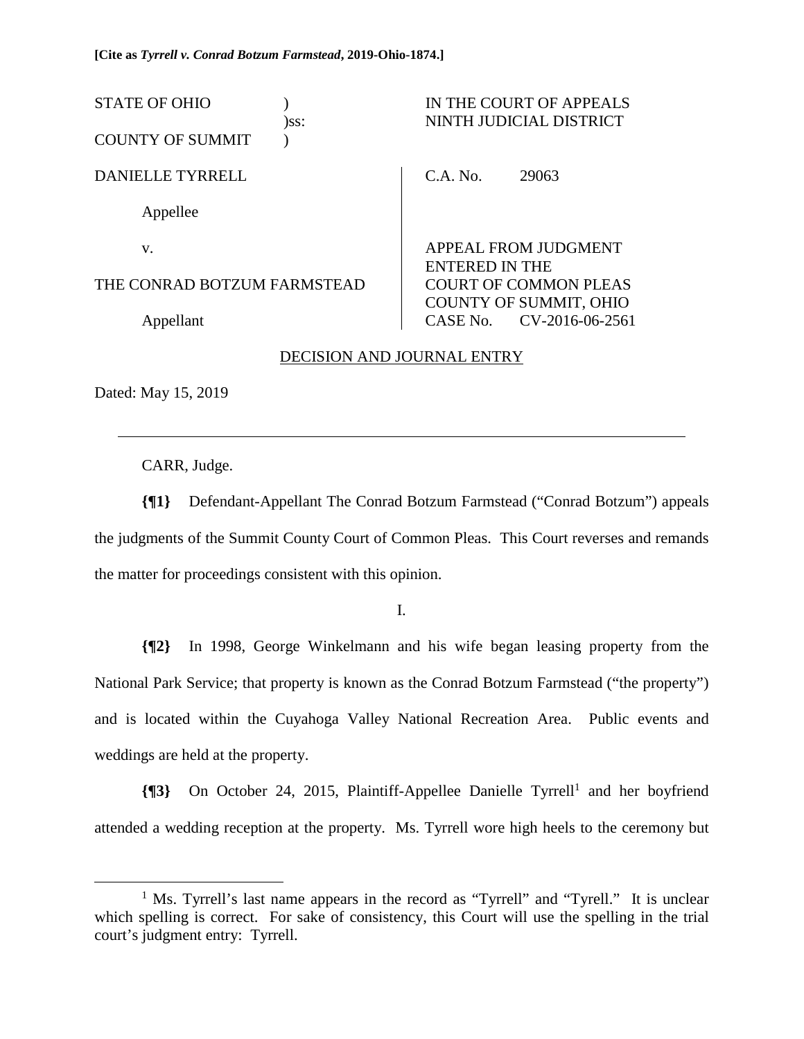**[Cite as *Tyrrell v. Conrad Botzum Farmstead*, 2019-Ohio-1874.]**

| | | |
|---|---|---|
| STATE OF OHIO )<br>)ss:<br>COUNTY OF SUMMIT ) | | IN THE COURT OF APPEALS<br>NINTH JUDICIAL DISTRICT |
| DANIELLE TYRRELL<br><br>Appellee<br><br>v.<br><br>THE CONRAD BOTZUM FARMSTEAD<br><br>Appellant | | C.A. No. 29063<br><br>APPEAL FROM JUDGMENT<br>ENTERED IN THE<br>COURT OF COMMON PLEAS<br>COUNTY OF SUMMIT, OHIO<br>CASE No. CV-2016-06-2561 |

DECISION AND JOURNAL ENTRY

Dated: May 15, 2019

---

CARR, Judge.

**{¶1}** Defendant-Appellant The Conrad Botzum Farmstead ("Conrad Botzum") appeals the judgments of the Summit County Court of Common Pleas. This Court reverses and remands the matter for proceedings consistent with this opinion.

I.

**{¶2}** In 1998, George Winkelmann and his wife began leasing property from the National Park Service; that property is known as the Conrad Botzum Farmstead ("the property") and is located within the Cuyahoga Valley National Recreation Area. Public events and weddings are held at the property.

**{¶3}** On October 24, 2015, Plaintiff-Appellee Danielle Tyrrell[1] and her boyfriend attended a wedding reception at the property. Ms. Tyrrell wore high heels to the ceremony but

[1] Ms. Tyrrell's last name appears in the record as "Tyrrell" and "Tyrell." It is unclear which spelling is correct. For sake of consistency, this Court will use the spelling in the trial court's judgment entry: Tyrrell.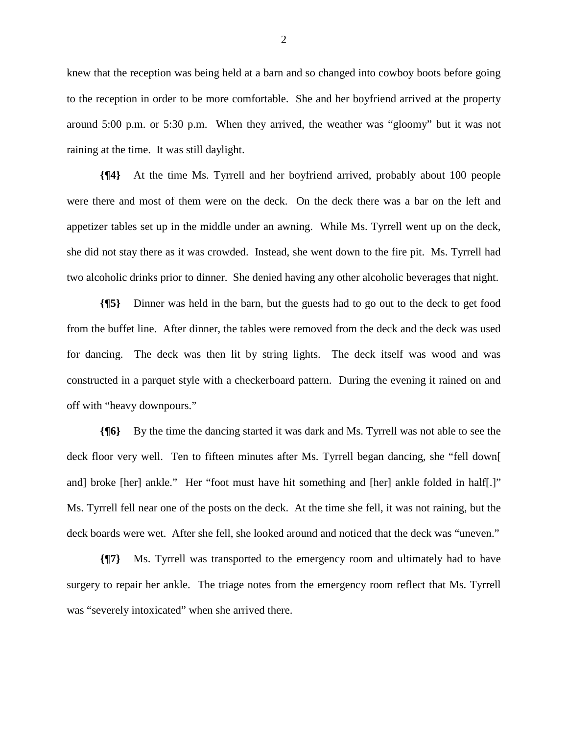knew that the reception was being held at a barn and so changed into cowboy boots before going to the reception in order to be more comfortable. She and her boyfriend arrived at the property around 5:00 p.m. or 5:30 p.m. When they arrived, the weather was "gloomy" but it was not raining at the time. It was still daylight.

**{¶4}** At the time Ms. Tyrrell and her boyfriend arrived, probably about 100 people were there and most of them were on the deck. On the deck there was a bar on the left and appetizer tables set up in the middle under an awning. While Ms. Tyrrell went up on the deck, she did not stay there as it was crowded. Instead, she went down to the fire pit. Ms. Tyrrell had two alcoholic drinks prior to dinner. She denied having any other alcoholic beverages that night.

**{¶5}** Dinner was held in the barn, but the guests had to go out to the deck to get food from the buffet line. After dinner, the tables were removed from the deck and the deck was used for dancing. The deck was then lit by string lights. The deck itself was wood and was constructed in a parquet style with a checkerboard pattern. During the evening it rained on and off with "heavy downpours."

**{¶6}** By the time the dancing started it was dark and Ms. Tyrrell was not able to see the deck floor very well. Ten to fifteen minutes after Ms. Tyrrell began dancing, she "fell down[ and] broke [her] ankle." Her "foot must have hit something and [her] ankle folded in half[.]" Ms. Tyrrell fell near one of the posts on the deck. At the time she fell, it was not raining, but the deck boards were wet. After she fell, she looked around and noticed that the deck was "uneven."

**{¶7}** Ms. Tyrrell was transported to the emergency room and ultimately had to have surgery to repair her ankle. The triage notes from the emergency room reflect that Ms. Tyrrell was "severely intoxicated" when she arrived there.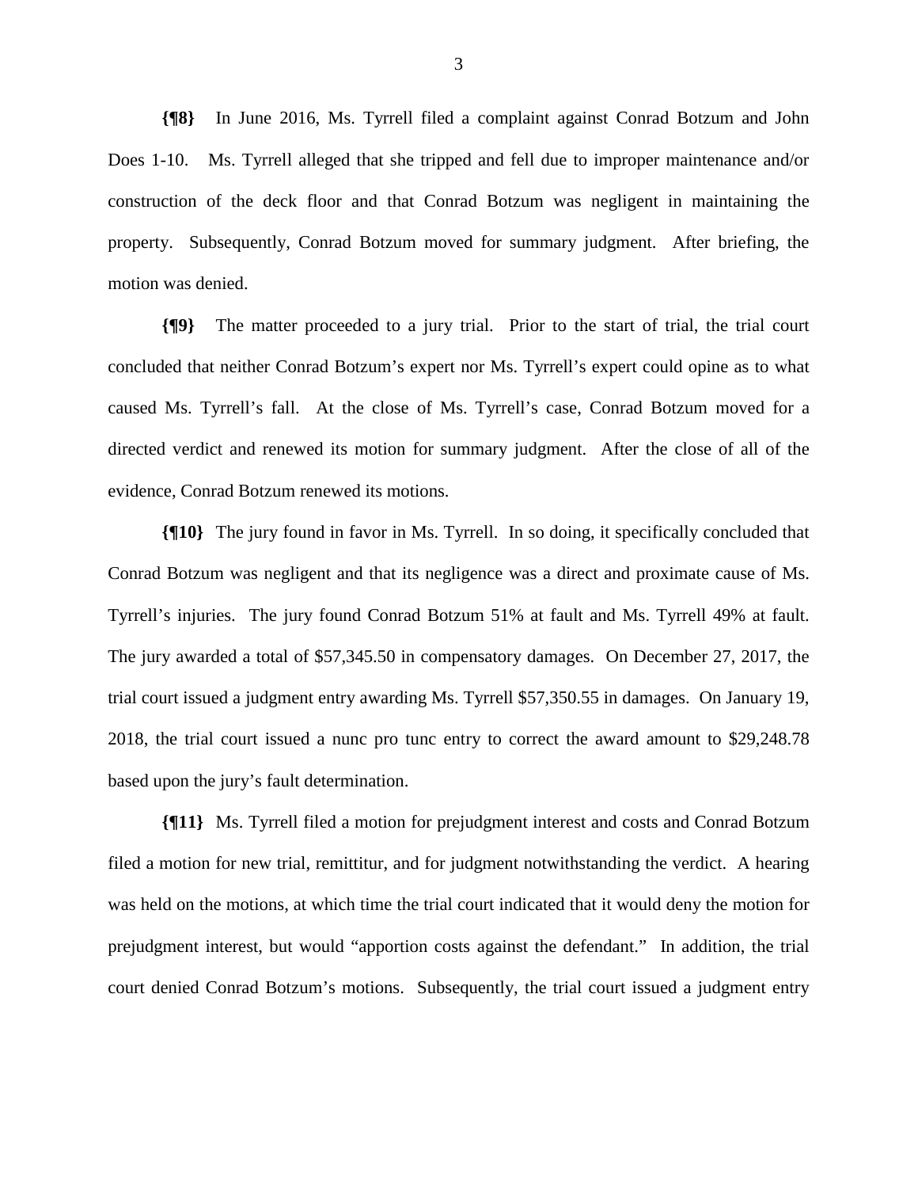**{¶8}** In June 2016, Ms. Tyrrell filed a complaint against Conrad Botzum and John Does 1-10. Ms. Tyrrell alleged that she tripped and fell due to improper maintenance and/or construction of the deck floor and that Conrad Botzum was negligent in maintaining the property. Subsequently, Conrad Botzum moved for summary judgment. After briefing, the motion was denied.

**{¶9}** The matter proceeded to a jury trial. Prior to the start of trial, the trial court concluded that neither Conrad Botzum's expert nor Ms. Tyrrell's expert could opine as to what caused Ms. Tyrrell's fall. At the close of Ms. Tyrrell's case, Conrad Botzum moved for a directed verdict and renewed its motion for summary judgment. After the close of all of the evidence, Conrad Botzum renewed its motions.

**{¶10}** The jury found in favor in Ms. Tyrrell. In so doing, it specifically concluded that Conrad Botzum was negligent and that its negligence was a direct and proximate cause of Ms. Tyrrell's injuries. The jury found Conrad Botzum 51% at fault and Ms. Tyrrell 49% at fault. The jury awarded a total of $57,345.50 in compensatory damages. On December 27, 2017, the trial court issued a judgment entry awarding Ms. Tyrrell $57,350.55 in damages. On January 19, 2018, the trial court issued a nunc pro tunc entry to correct the award amount to $29,248.78 based upon the jury's fault determination.

**{¶11}** Ms. Tyrrell filed a motion for prejudgment interest and costs and Conrad Botzum filed a motion for new trial, remittitur, and for judgment notwithstanding the verdict. A hearing was held on the motions, at which time the trial court indicated that it would deny the motion for prejudgment interest, but would "apportion costs against the defendant." In addition, the trial court denied Conrad Botzum's motions. Subsequently, the trial court issued a judgment entry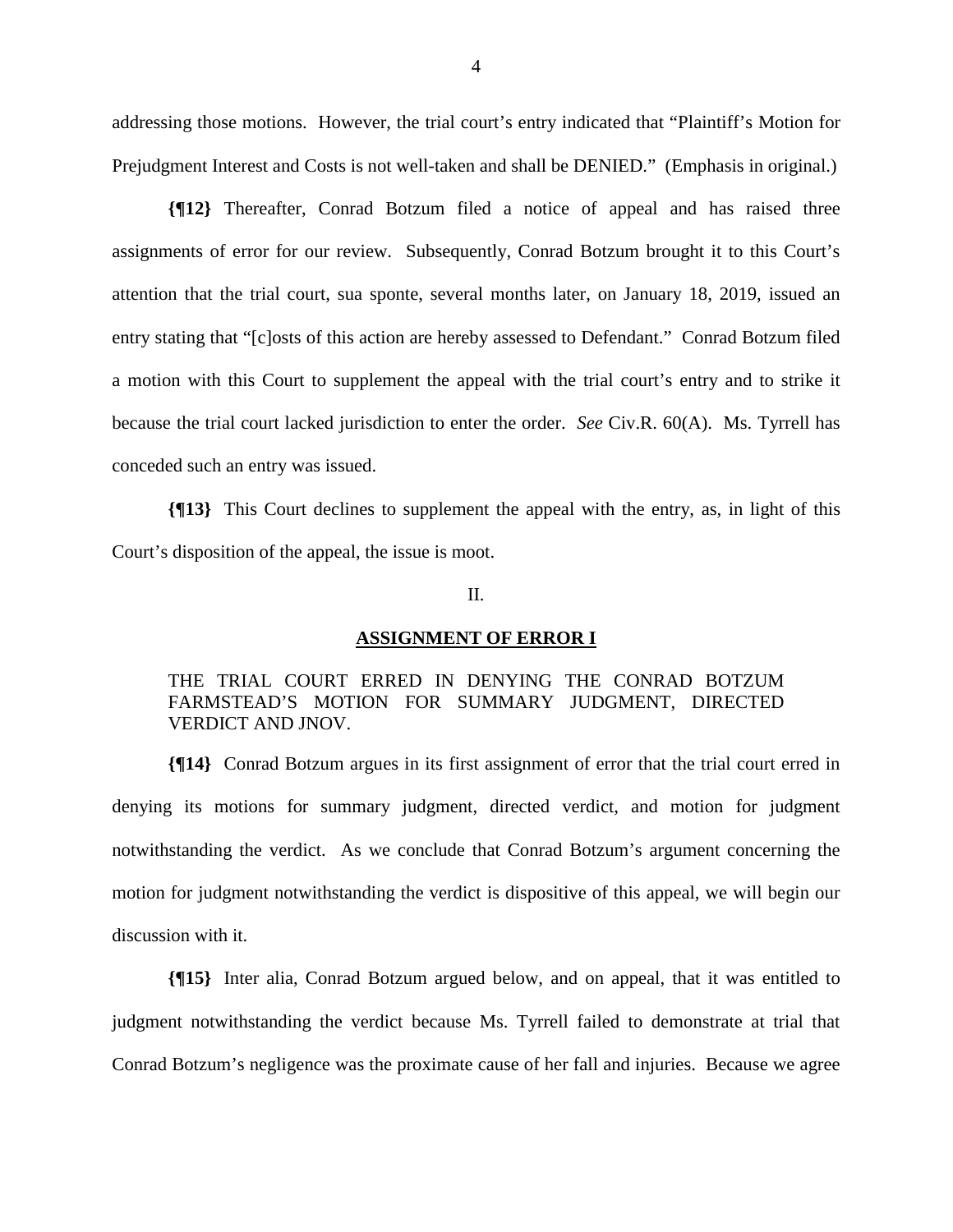addressing those motions. However, the trial court's entry indicated that "Plaintiff's Motion for Prejudgment Interest and Costs is not well-taken and shall be DENIED." (Emphasis in original.)

**{¶12}** Thereafter, Conrad Botzum filed a notice of appeal and has raised three assignments of error for our review. Subsequently, Conrad Botzum brought it to this Court's attention that the trial court, sua sponte, several months later, on January 18, 2019, issued an entry stating that "[c]osts of this action are hereby assessed to Defendant." Conrad Botzum filed a motion with this Court to supplement the appeal with the trial court's entry and to strike it because the trial court lacked jurisdiction to enter the order. *See* Civ.R. 60(A). Ms. Tyrrell has conceded such an entry was issued.

**{¶13}** This Court declines to supplement the appeal with the entry, as, in light of this Court's disposition of the appeal, the issue is moot.

II.

**ASSIGNMENT OF ERROR I**

THE TRIAL COURT ERRED IN DENYING THE CONRAD BOTZUM FARMSTEAD'S MOTION FOR SUMMARY JUDGMENT, DIRECTED VERDICT AND JNOV.

**{¶14}** Conrad Botzum argues in its first assignment of error that the trial court erred in denying its motions for summary judgment, directed verdict, and motion for judgment notwithstanding the verdict. As we conclude that Conrad Botzum's argument concerning the motion for judgment notwithstanding the verdict is dispositive of this appeal, we will begin our discussion with it.

**{¶15}** Inter alia, Conrad Botzum argued below, and on appeal, that it was entitled to judgment notwithstanding the verdict because Ms. Tyrrell failed to demonstrate at trial that Conrad Botzum's negligence was the proximate cause of her fall and injuries. Because we agree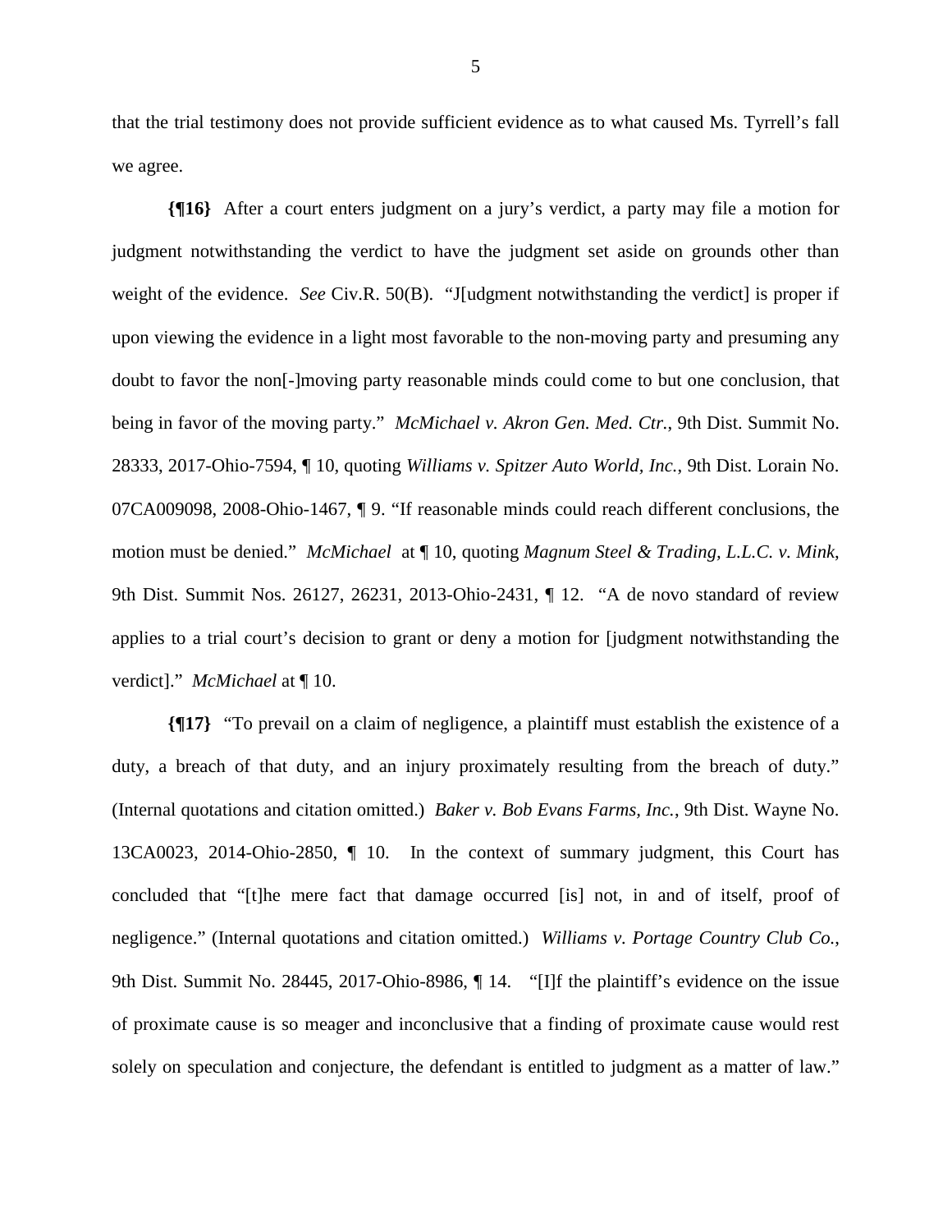that the trial testimony does not provide sufficient evidence as to what caused Ms. Tyrrell's fall we agree.

**{¶16}** After a court enters judgment on a jury's verdict, a party may file a motion for judgment notwithstanding the verdict to have the judgment set aside on grounds other than weight of the evidence. *See* Civ.R. 50(B). "J[udgment notwithstanding the verdict] is proper if upon viewing the evidence in a light most favorable to the non-moving party and presuming any doubt to favor the non[-]moving party reasonable minds could come to but one conclusion, that being in favor of the moving party." *McMichael v. Akron Gen. Med. Ctr.*, 9th Dist. Summit No. 28333, 2017-Ohio-7594, ¶ 10, quoting *Williams v. Spitzer Auto World, Inc.*, 9th Dist. Lorain No. 07CA009098, 2008-Ohio-1467, ¶ 9. "If reasonable minds could reach different conclusions, the motion must be denied." *McMichael* at ¶ 10, quoting *Magnum Steel & Trading, L.L.C. v. Mink*, 9th Dist. Summit Nos. 26127, 26231, 2013-Ohio-2431, ¶ 12. "A de novo standard of review applies to a trial court's decision to grant or deny a motion for [judgment notwithstanding the verdict]." *McMichael* at ¶ 10.

**{¶17}** "To prevail on a claim of negligence, a plaintiff must establish the existence of a duty, a breach of that duty, and an injury proximately resulting from the breach of duty." (Internal quotations and citation omitted.) *Baker v. Bob Evans Farms, Inc.*, 9th Dist. Wayne No. 13CA0023, 2014-Ohio-2850, ¶ 10. In the context of summary judgment, this Court has concluded that "[t]he mere fact that damage occurred [is] not, in and of itself, proof of negligence." (Internal quotations and citation omitted.) *Williams v. Portage Country Club Co.*, 9th Dist. Summit No. 28445, 2017-Ohio-8986, ¶ 14. "[I]f the plaintiff's evidence on the issue of proximate cause is so meager and inconclusive that a finding of proximate cause would rest solely on speculation and conjecture, the defendant is entitled to judgment as a matter of law."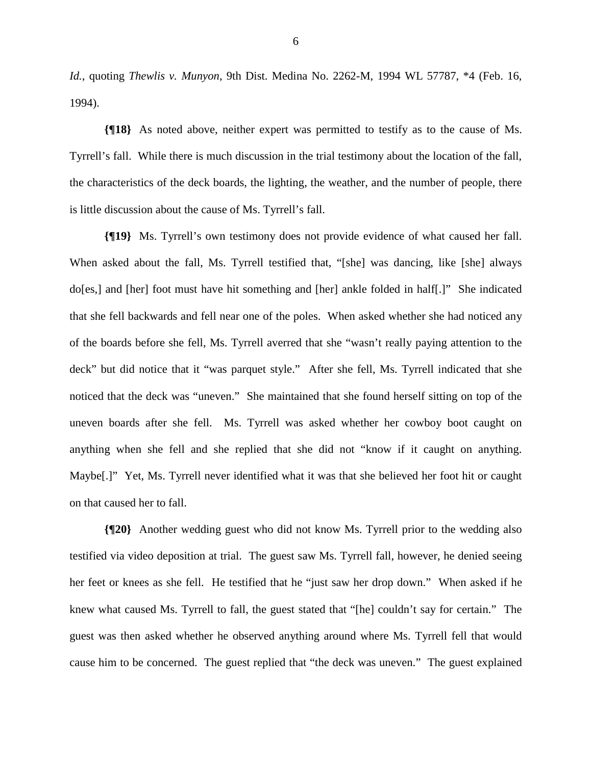*Id.*, quoting *Thewlis v. Munyon*, 9th Dist. Medina No. 2262-M, 1994 WL 57787, *4 (Feb. 16, 1994).

**{¶18}** As noted above, neither expert was permitted to testify as to the cause of Ms. Tyrrell's fall. While there is much discussion in the trial testimony about the location of the fall, the characteristics of the deck boards, the lighting, the weather, and the number of people, there is little discussion about the cause of Ms. Tyrrell's fall.

**{¶19}** Ms. Tyrrell's own testimony does not provide evidence of what caused her fall. When asked about the fall, Ms. Tyrrell testified that, "[she] was dancing, like [she] always do[es,] and [her] foot must have hit something and [her] ankle folded in half[.]" She indicated that she fell backwards and fell near one of the poles. When asked whether she had noticed any of the boards before she fell, Ms. Tyrrell averred that she "wasn't really paying attention to the deck" but did notice that it "was parquet style." After she fell, Ms. Tyrrell indicated that she noticed that the deck was "uneven." She maintained that she found herself sitting on top of the uneven boards after she fell. Ms. Tyrrell was asked whether her cowboy boot caught on anything when she fell and she replied that she did not "know if it caught on anything. Maybe[.]" Yet, Ms. Tyrrell never identified what it was that she believed her foot hit or caught on that caused her to fall.

**{¶20}** Another wedding guest who did not know Ms. Tyrrell prior to the wedding also testified via video deposition at trial. The guest saw Ms. Tyrrell fall, however, he denied seeing her feet or knees as she fell. He testified that he "just saw her drop down." When asked if he knew what caused Ms. Tyrrell to fall, the guest stated that "[he] couldn't say for certain." The guest was then asked whether he observed anything around where Ms. Tyrrell fell that would cause him to be concerned. The guest replied that "the deck was uneven." The guest explained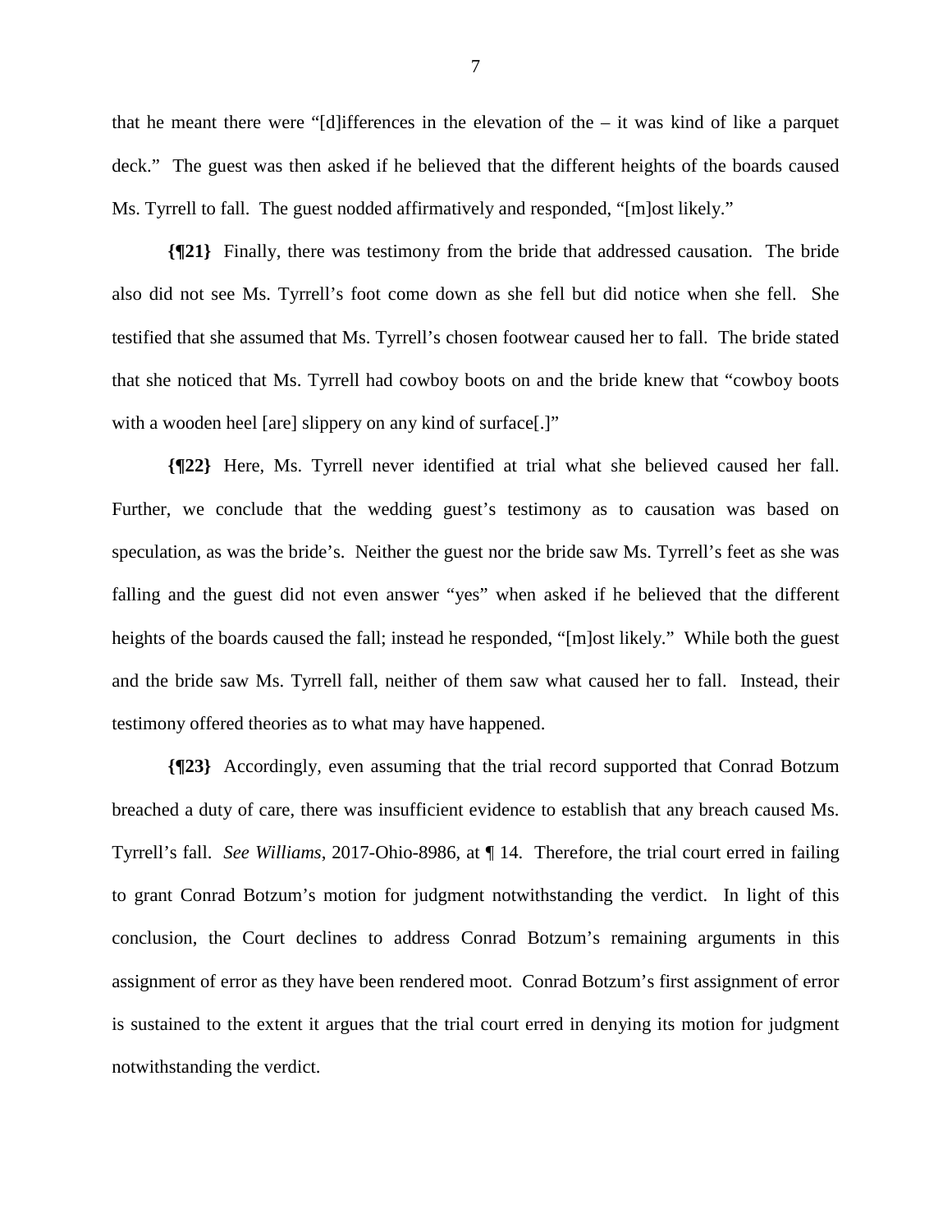that he meant there were "[d]ifferences in the elevation of the – it was kind of like a parquet deck." The guest was then asked if he believed that the different heights of the boards caused Ms. Tyrrell to fall. The guest nodded affirmatively and responded, "[m]ost likely."

**{¶21}** Finally, there was testimony from the bride that addressed causation. The bride also did not see Ms. Tyrrell's foot come down as she fell but did notice when she fell. She testified that she assumed that Ms. Tyrrell's chosen footwear caused her to fall. The bride stated that she noticed that Ms. Tyrrell had cowboy boots on and the bride knew that "cowboy boots with a wooden heel [are] slippery on any kind of surface[.]"

**{¶22}** Here, Ms. Tyrrell never identified at trial what she believed caused her fall. Further, we conclude that the wedding guest's testimony as to causation was based on speculation, as was the bride's. Neither the guest nor the bride saw Ms. Tyrrell's feet as she was falling and the guest did not even answer "yes" when asked if he believed that the different heights of the boards caused the fall; instead he responded, "[m]ost likely." While both the guest and the bride saw Ms. Tyrrell fall, neither of them saw what caused her to fall. Instead, their testimony offered theories as to what may have happened.

**{¶23}** Accordingly, even assuming that the trial record supported that Conrad Botzum breached a duty of care, there was insufficient evidence to establish that any breach caused Ms. Tyrrell's fall. *See Williams*, 2017-Ohio-8986, at ¶ 14. Therefore, the trial court erred in failing to grant Conrad Botzum's motion for judgment notwithstanding the verdict. In light of this conclusion, the Court declines to address Conrad Botzum's remaining arguments in this assignment of error as they have been rendered moot. Conrad Botzum's first assignment of error is sustained to the extent it argues that the trial court erred in denying its motion for judgment notwithstanding the verdict.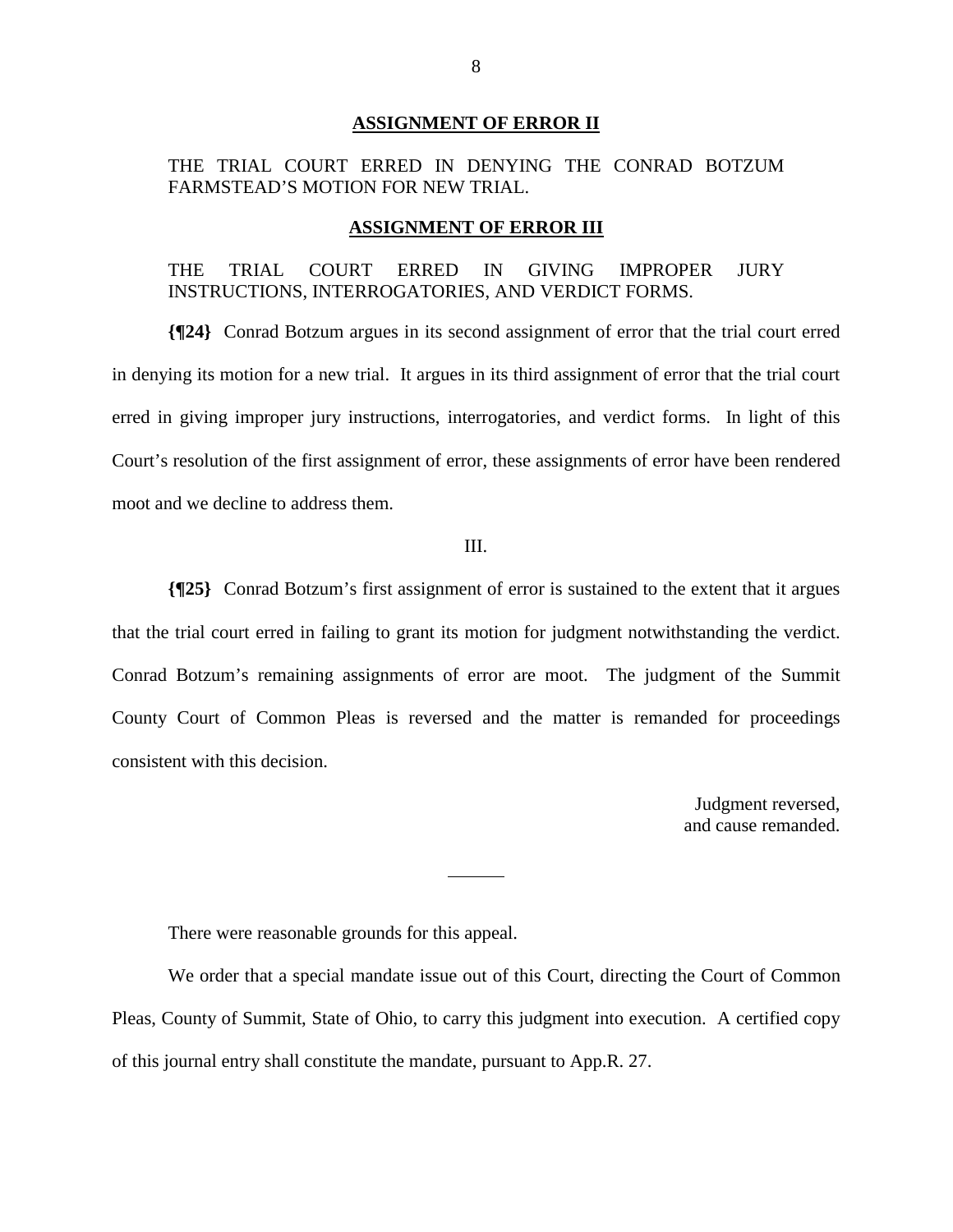**ASSIGNMENT OF ERROR II**

THE TRIAL COURT ERRED IN DENYING THE CONRAD BOTZUM FARMSTEAD'S MOTION FOR NEW TRIAL.

**ASSIGNMENT OF ERROR III**

THE TRIAL COURT ERRED IN GIVING IMPROPER JURY INSTRUCTIONS, INTERROGATORIES, AND VERDICT FORMS.

**{¶24}** Conrad Botzum argues in its second assignment of error that the trial court erred in denying its motion for a new trial. It argues in its third assignment of error that the trial court erred in giving improper jury instructions, interrogatories, and verdict forms. In light of this Court's resolution of the first assignment of error, these assignments of error have been rendered moot and we decline to address them.

III.

**{¶25}** Conrad Botzum's first assignment of error is sustained to the extent that it argues that the trial court erred in failing to grant its motion for judgment notwithstanding the verdict. Conrad Botzum's remaining assignments of error are moot. The judgment of the Summit County Court of Common Pleas is reversed and the matter is remanded for proceedings consistent with this decision.

Judgment reversed,
and cause remanded.

---

There were reasonable grounds for this appeal.

We order that a special mandate issue out of this Court, directing the Court of Common Pleas, County of Summit, State of Ohio, to carry this judgment into execution. A certified copy of this journal entry shall constitute the mandate, pursuant to App.R. 27.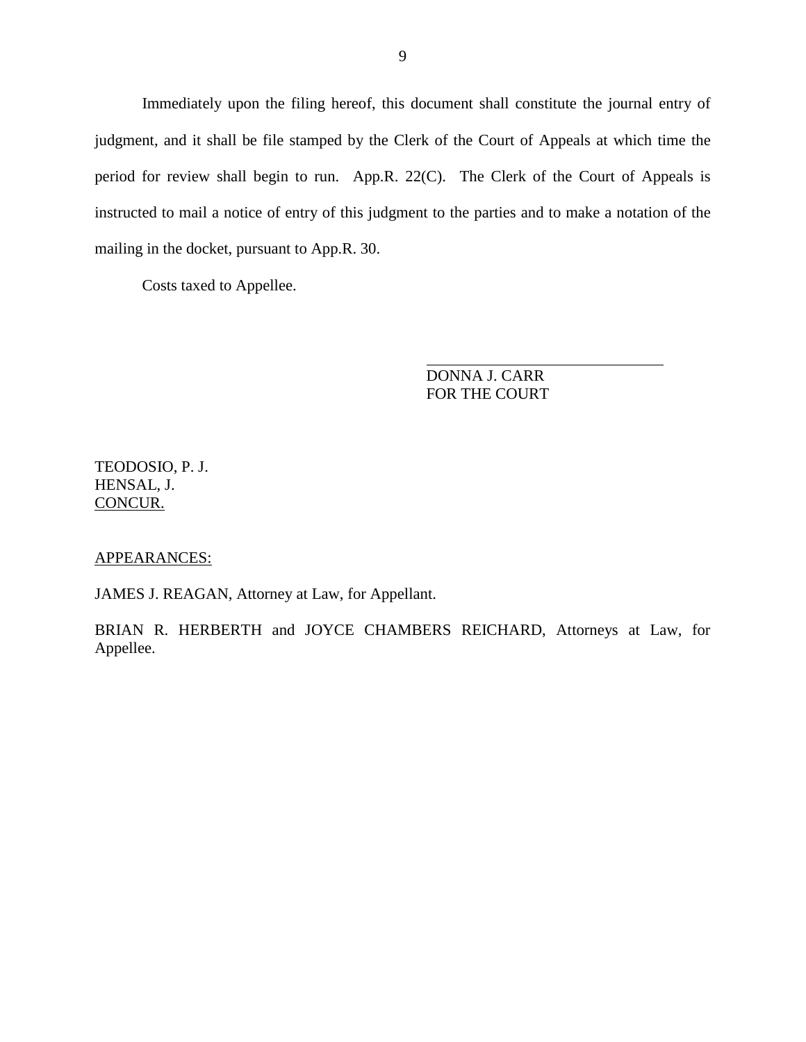Immediately upon the filing hereof, this document shall constitute the journal entry of judgment, and it shall be file stamped by the Clerk of the Court of Appeals at which time the period for review shall begin to run. App.R. 22(C). The Clerk of the Court of Appeals is instructed to mail a notice of entry of this judgment to the parties and to make a notation of the mailing in the docket, pursuant to App.R. 30.

Costs taxed to Appellee.

DONNA J. CARR
FOR THE COURT

TEODOSIO, P. J.
HENSAL, J.
CONCUR.

APPEARANCES:

JAMES J. REAGAN, Attorney at Law, for Appellant.

BRIAN R. HERBERTH and JOYCE CHAMBERS REICHARD, Attorneys at Law, for Appellee.